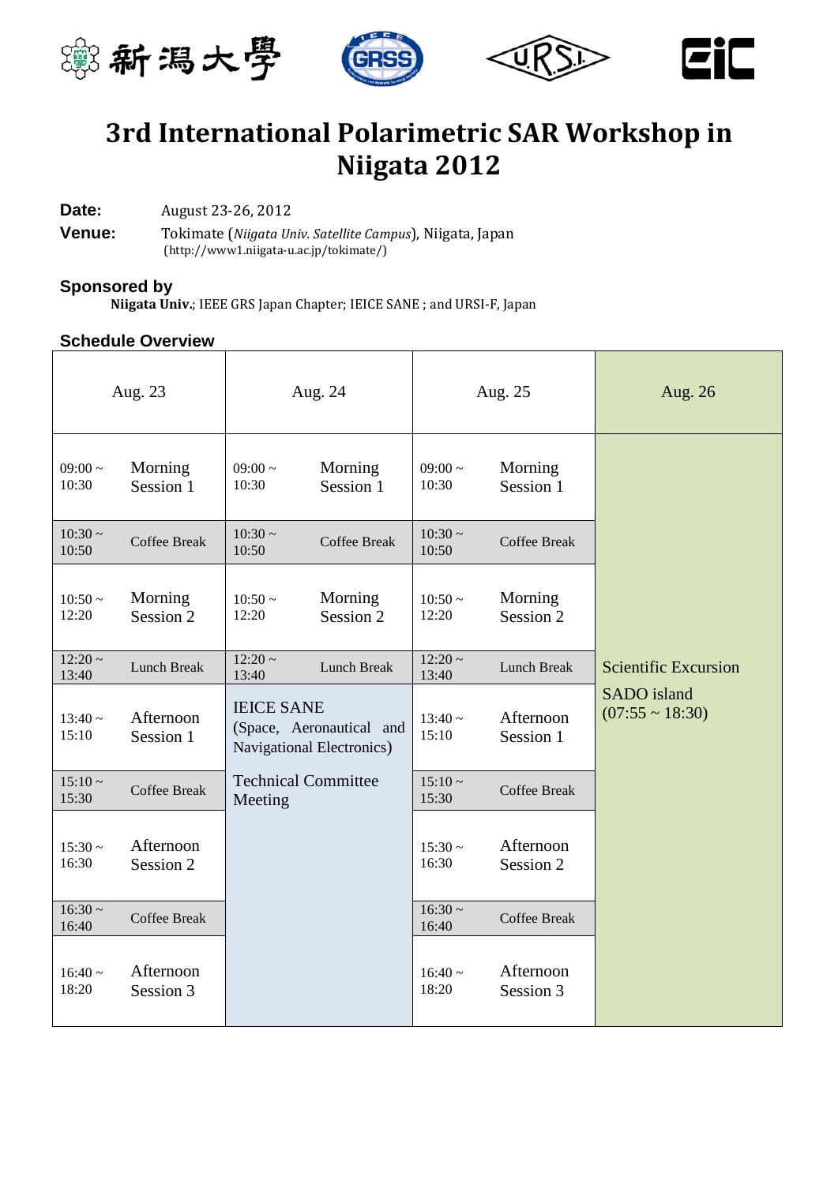# 3rd International Polarimetric SAR Workshop in Niigata 2012

**Date:** August 23-26, 2012

**Venue:** Tokimate (*Niigata Univ. Satellite Campus*), Niigata, Japan
(http://www1.niigata-u.ac.jp/tokimate/)

**Sponsored by**

**Niigata Univ.**; IEEE GRS Japan Chapter; IEICE SANE ; and URSI-F, Japan

**Schedule Overview**

| Aug. 23 | | Aug. 24 | | Aug. 25 | | Aug. 26 |
|---|---|---|---|---|---|---|
| 09:00 ~ 10:30 | Morning Session 1 | 09:00 ~ 10:30 | Morning Session 1 | 09:00 ~ 10:30 | Morning Session 1 | Scientific Excursion SADO island (07:55 ~ 18:30) |
| 10:30 ~ 10:50 | Coffee Break | 10:30 ~ 10:50 | Coffee Break | 10:30 ~ 10:50 | Coffee Break | |
| 10:50 ~ 12:20 | Morning Session 2 | 10:50 ~ 12:20 | Morning Session 2 | 10:50 ~ 12:20 | Morning Session 2 | |
| 12:20 ~ 13:40 | Lunch Break | 12:20 ~ 13:40 | Lunch Break | 12:20 ~ 13:40 | Lunch Break | |
| 13:40 ~ 15:10 | Afternoon Session 1 | IEICE SANE (Space, Aeronautical and Navigational Electronics) Technical Committee Meeting | | 13:40 ~ 15:10 | Afternoon Session 1 | |
| 15:10 ~ 15:30 | Coffee Break | | | 15:10 ~ 15:30 | Coffee Break | |
| 15:30 ~ 16:30 | Afternoon Session 2 | | | 15:30 ~ 16:30 | Afternoon Session 2 | |
| 16:30 ~ 16:40 | Coffee Break | | | 16:30 ~ 16:40 | Coffee Break | |
| 16:40 ~ 18:20 | Afternoon Session 3 | | | 16:40 ~ 18:20 | Afternoon Session 3 | |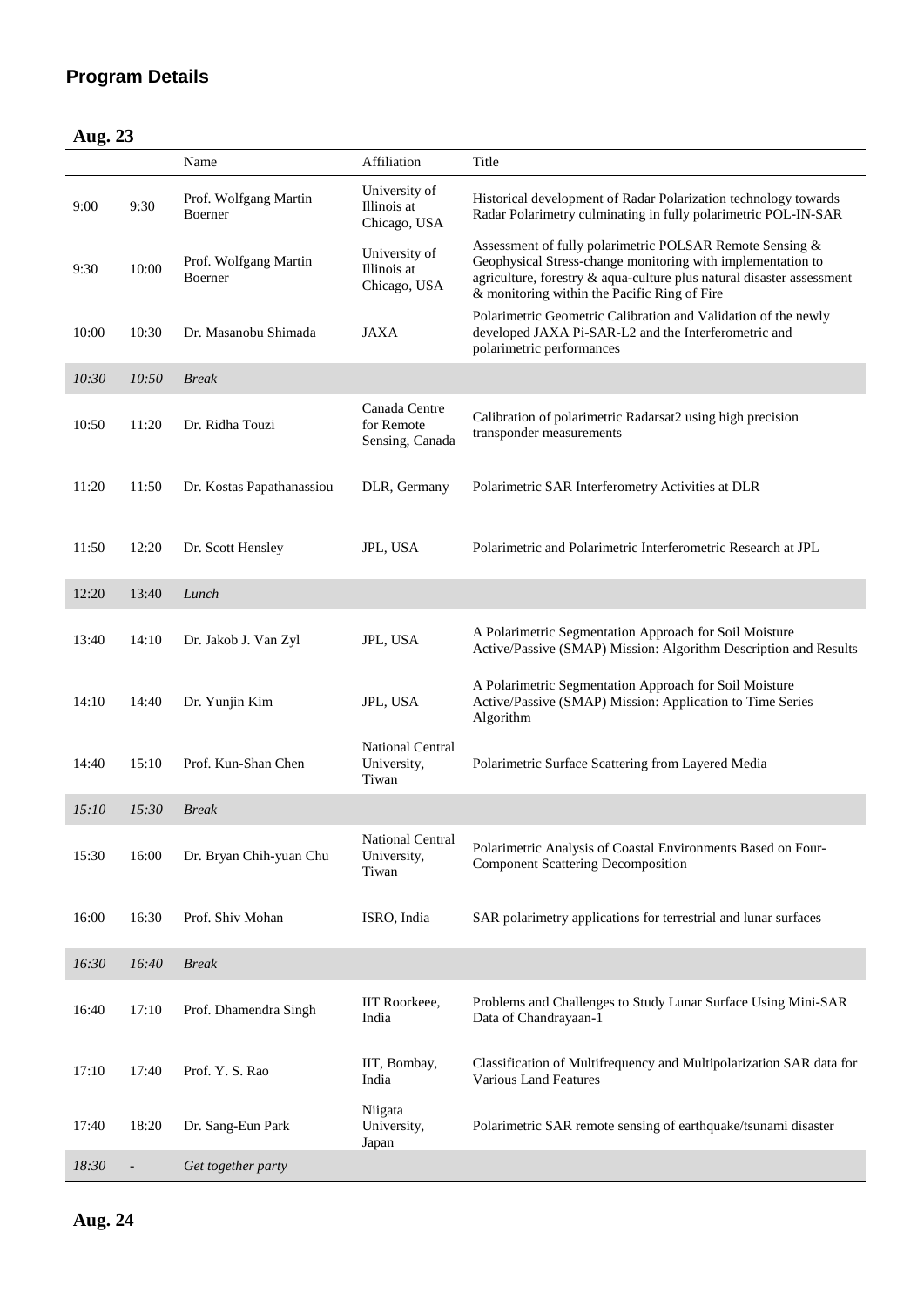## Program Details

### Aug. 23

| | | Name | Affiliation | Title |
|---|---|---|---|---|
| 9:00 | 9:30 | Prof. Wolfgang Martin Boerner | University of Illinois at Chicago, USA | Historical development of Radar Polarization technology towards Radar Polarimetry culminating in fully polarimetric POL-IN-SAR |
| 9:30 | 10:00 | Prof. Wolfgang Martin Boerner | University of Illinois at Chicago, USA | Assessment of fully polarimetric POLSAR Remote Sensing & Geophysical Stress-change monitoring with implementation to agriculture, forestry & aqua-culture plus natural disaster assessment & monitoring within the Pacific Ring of Fire |
| 10:00 | 10:30 | Dr. Masanobu Shimada | JAXA | Polarimetric Geometric Calibration and Validation of the newly developed JAXA Pi-SAR-L2 and the Interferometric and polarimetric performances |
| *10:30* | *10:50* | *Break* | | |
| 10:50 | 11:20 | Dr. Ridha Touzi | Canada Centre for Remote Sensing, Canada | Calibration of polarimetric Radarsat2 using high precision transponder measurements |
| 11:20 | 11:50 | Dr. Kostas Papathanassiou | DLR, Germany | Polarimetric SAR Interferometry Activities at DLR |
| 11:50 | 12:20 | Dr. Scott Hensley | JPL, USA | Polarimetric and Polarimetric Interferometric Research at JPL |
| 12:20 | 13:40 | *Lunch* | | |
| 13:40 | 14:10 | Dr. Jakob J. Van Zyl | JPL, USA | A Polarimetric Segmentation Approach for Soil Moisture Active/Passive (SMAP) Mission: Algorithm Description and Results |
| 14:10 | 14:40 | Dr. Yunjin Kim | JPL, USA | A Polarimetric Segmentation Approach for Soil Moisture Active/Passive (SMAP) Mission: Application to Time Series Algorithm |
| 14:40 | 15:10 | Prof. Kun-Shan Chen | National Central University, Tiwan | Polarimetric Surface Scattering from Layered Media |
| *15:10* | *15:30* | *Break* | | |
| 15:30 | 16:00 | Dr. Bryan Chih-yuan Chu | National Central University, Tiwan | Polarimetric Analysis of Coastal Environments Based on Four-Component Scattering Decomposition |
| 16:00 | 16:30 | Prof. Shiv Mohan | ISRO, India | SAR polarimetry applications for terrestrial and lunar surfaces |
| *16:30* | *16:40* | *Break* | | |
| 16:40 | 17:10 | Prof. Dhamendra Singh | IIT Roorkeee, India | Problems and Challenges to Study Lunar Surface Using Mini-SAR Data of Chandrayaan-1 |
| 17:10 | 17:40 | Prof. Y. S. Rao | IIT, Bombay, India | Classification of Multifrequency and Multipolarization SAR data for Various Land Features |
| 17:40 | 18:20 | Dr. Sang-Eun Park | Niigata University, Japan | Polarimetric SAR remote sensing of earthquake/tsunami disaster |
| *18:30* | - | *Get together party* | | |

### Aug. 24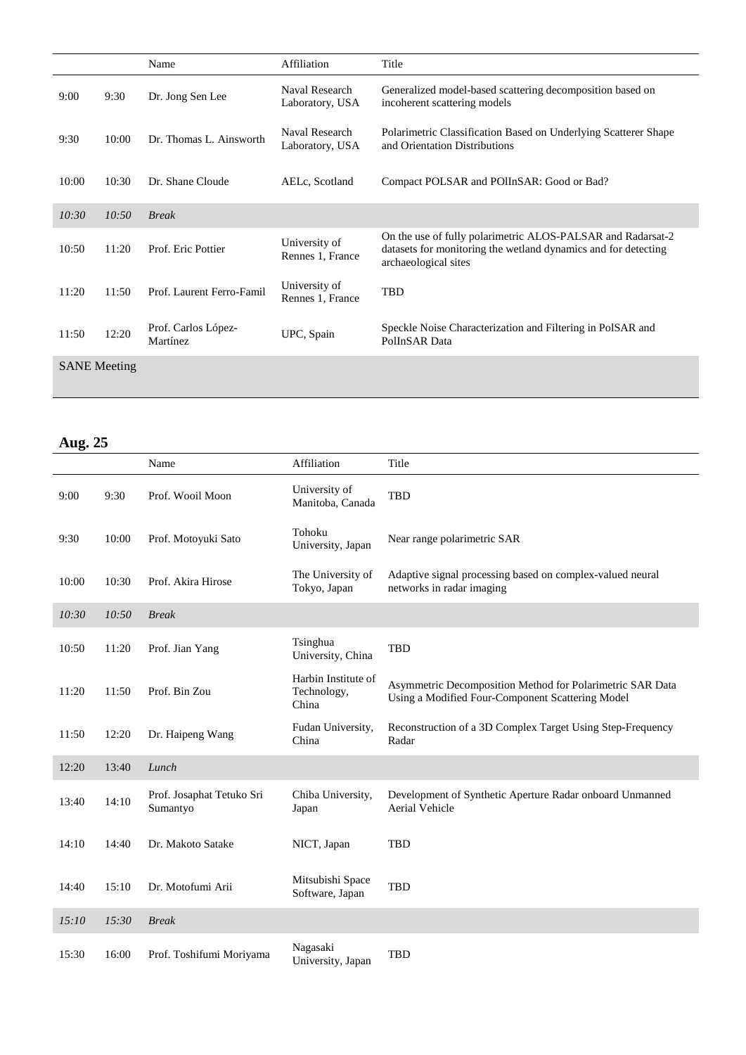| | | Name | Affiliation | Title |
|---|---|---|---|---|
| 9:00 | 9:30 | Dr. Jong Sen Lee | Naval Research Laboratory, USA | Generalized model-based scattering decomposition based on incoherent scattering models |
| 9:30 | 10:00 | Dr. Thomas L. Ainsworth | Naval Research Laboratory, USA | Polarimetric Classification Based on Underlying Scatterer Shape and Orientation Distributions |
| 10:00 | 10:30 | Dr. Shane Cloude | AELc, Scotland | Compact POLSAR and POlInSAR: Good or Bad? |
| *10:30* | *10:50* | *Break* | | |
| 10:50 | 11:20 | Prof. Eric Pottier | University of Rennes 1, France | On the use of fully polarimetric ALOS-PALSAR and Radarsat-2 datasets for monitoring the wetland dynamics and for detecting archaeological sites |
| 11:20 | 11:50 | Prof. Laurent Ferro-Famil | University of Rennes 1, France | TBD |
| 11:50 | 12:20 | Prof. Carlos López-Martínez | UPC, Spain | Speckle Noise Characterization and Filtering in PolSAR and PolInSAR Data |
| SANE Meeting | | | | |

## Aug. 25

| | | Name | Affiliation | Title |
|---|---|---|---|---|
| 9:00 | 9:30 | Prof. Wooil Moon | University of Manitoba, Canada | TBD |
| 9:30 | 10:00 | Prof. Motoyuki Sato | Tohoku University, Japan | Near range polarimetric SAR |
| 10:00 | 10:30 | Prof. Akira Hirose | The University of Tokyo, Japan | Adaptive signal processing based on complex-valued neural networks in radar imaging |
| *10:30* | *10:50* | *Break* | | |
| 10:50 | 11:20 | Prof. Jian Yang | Tsinghua University, China | TBD |
| 11:20 | 11:50 | Prof. Bin Zou | Harbin Institute of Technology, China | Asymmetric Decomposition Method for Polarimetric SAR Data Using a Modified Four-Component Scattering Model |
| 11:50 | 12:20 | Dr. Haipeng Wang | Fudan University, China | Reconstruction of a 3D Complex Target Using Step-Frequency Radar |
| 12:20 | 13:40 | *Lunch* | | |
| 13:40 | 14:10 | Prof. Josaphat Tetuko Sri Sumantyo | Chiba University, Japan | Development of Synthetic Aperture Radar onboard Unmanned Aerial Vehicle |
| 14:10 | 14:40 | Dr. Makoto Satake | NICT, Japan | TBD |
| 14:40 | 15:10 | Dr. Motofumi Arii | Mitsubishi Space Software, Japan | TBD |
| *15:10* | *15:30* | *Break* | | |
| 15:30 | 16:00 | Prof. Toshifumi Moriyama | Nagasaki University, Japan | TBD |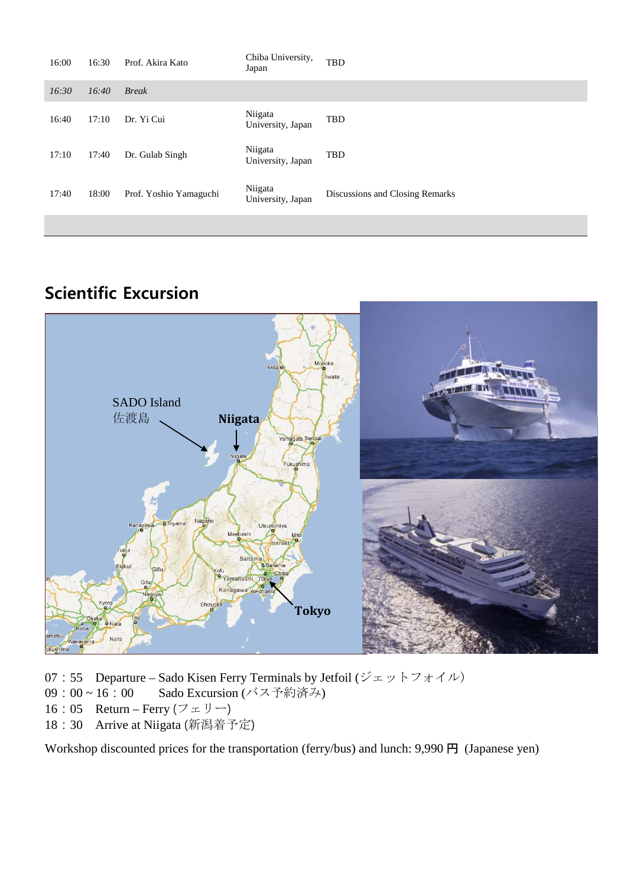| | | | | |
|---|---|---|---|---|
| 16:00 | 16:30 | Prof. Akira Kato | Chiba University, Japan | TBD |
| *16:30* | *16:40* | *Break* | | |
| 16:40 | 17:10 | Dr. Yi Cui | Niigata University, Japan | TBD |
| 17:10 | 17:40 | Dr. Gulab Singh | Niigata University, Japan | TBD |
| 17:40 | 18:00 | Prof. Yoshio Yamaguchi | Niigata University, Japan | Discussions and Closing Remarks |

## Scientific Excursion

07：55 Departure – Sado Kisen Ferry Terminals by Jetfoil (ジェットフォイル)
09：00 ~ 16：00 Sado Excursion (バス予約済み)
16：05 Return – Ferry (フェリー)
18：30 Arrive at Niigata (新潟着予定)

Workshop discounted prices for the transportation (ferry/bus) and lunch: 9,990 円 (Japanese yen)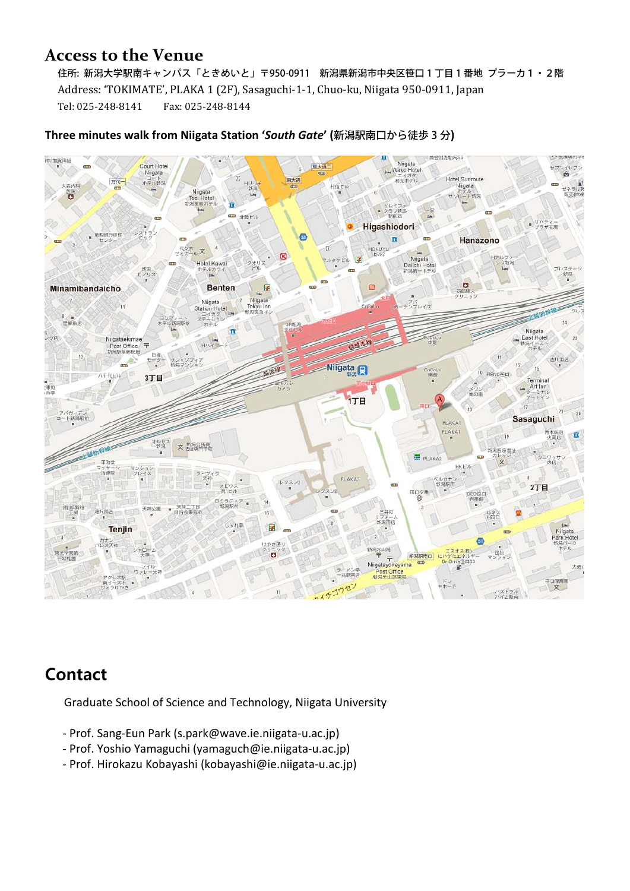# Access to the Venue

住所: 新潟大学駅南キャンパス「ときめいと」〒950-0911　新潟県新潟市中央区笹口１丁目１番地 プラーカ１・２階

Address: 'TOKIMATE', PLAKA 1 (2F), Sasaguchi-1-1, Chuo-ku, Niigata 950-0911, Japan

Tel: 025-248-8141　　Fax: 025-248-8144

**Three minutes walk from Niigata Station '*South Gate*' (新潟駅南口から徒歩 3 分)**

# Contact

Graduate School of Science and Technology, Niigata University

- Prof. Sang-Eun Park (s.park@wave.ie.niigata-u.ac.jp)
- Prof. Yoshio Yamaguchi (yamaguch@ie.niigata-u.ac.jp)
- Prof. Hirokazu Kobayashi (kobayashi@ie.niigata-u.ac.jp)